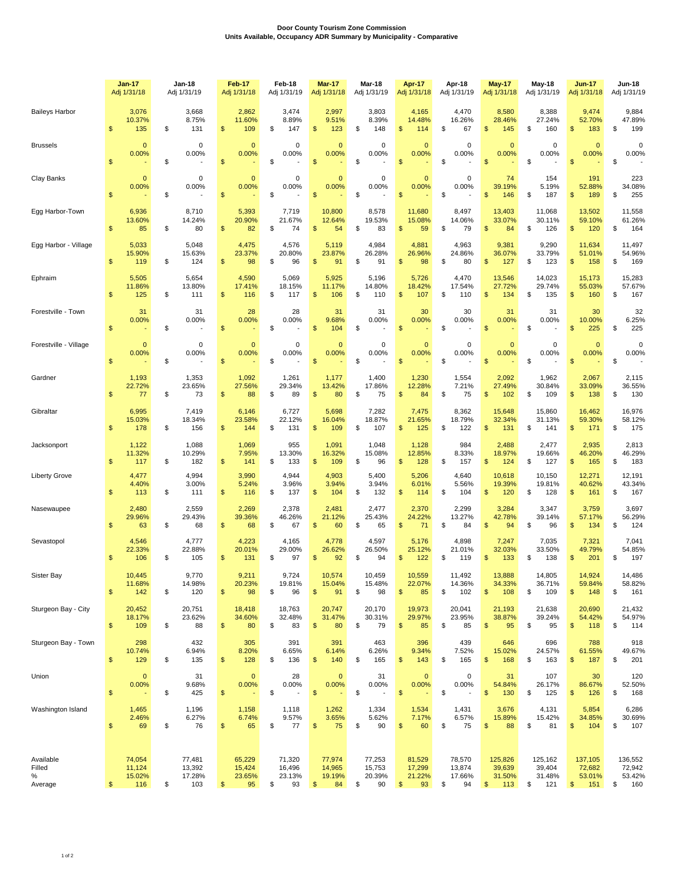**Door County Tourism Zone Commission**
**Units Available, Occupancy ADR Summary by Municipality - Comparative**

| | Jan-17 Adj 1/31/18 | Jan-18 Adj 1/31/19 | Feb-17 Adj 1/31/18 | Feb-18 Adj 1/31/19 | Mar-17 Adj 1/31/18 | Mar-18 Adj 1/31/19 | Apr-17 Adj 1/31/18 | Apr-18 Adj 1/31/19 | May-17 Adj 1/31/18 | May-18 Adj 1/31/19 | Jun-17 Adj 1/31/18 | Jun-18 Adj 1/31/19 |
|---|---|---|---|---|---|---|---|---|---|---|---|---|
| Baileys Harbor | 3,076 | 3,668 | 2,862 | 3,474 | 2,997 | 3,803 | 4,165 | 4,470 | 8,580 | 8,388 | 9,474 | 9,884 |
| | 10.37% | 8.75% | 11.60% | 8.89% | 9.51% | 8.39% | 14.48% | 16.26% | 28.46% | 27.24% | 52.70% | 47.89% |
| | $ 135 | $ 131 | $ 109 | $ 147 | $ 123 | $ 148 | $ 114 | $ 67 | $ 145 | $ 160 | $ 183 | $ 199 |
| Brussels | 0 | 0 | 0 | 0 | 0 | 0 | 0 | 0 | 0 | 0 | 0 | 0 |
| | 0.00% | 0.00% | 0.00% | 0.00% | 0.00% | 0.00% | 0.00% | 0.00% | 0.00% | 0.00% | 0.00% | 0.00% |
| | $ - | $ - | $ - | $ - | $ - | $ - | $ - | $ - | $ - | $ - | $ - | $ - |
| Clay Banks | 0 | 0 | 0 | 0 | 0 | 0 | 0 | 0 | 74 | 154 | 191 | 223 |
| | 0.00% | 0.00% | 0.00% | 0.00% | 0.00% | 0.00% | 0.00% | 0.00% | 39.19% | 5.19% | 52.88% | 34.08% |
| | $ - | $ - | $ - | $ - | $ - | $ - | $ - | $ - | $ 146 | $ 187 | $ 189 | $ 255 |
| Egg Harbor-Town | 6,936 | 8,710 | 5,393 | 7,719 | 10,800 | 8,578 | 11,680 | 8,497 | 13,403 | 11,068 | 13,502 | 11,558 |
| | 13.60% | 14.24% | 20.90% | 21.67% | 12.64% | 19.53% | 15.08% | 14.06% | 33.07% | 30.11% | 59.10% | 61.26% |
| | $ 85 | $ 80 | $ 82 | $ 74 | $ 54 | $ 83 | $ 59 | $ 79 | $ 84 | $ 126 | $ 120 | $ 164 |
| Egg Harbor - Village | 5,033 | 5,048 | 4,475 | 4,576 | 5,119 | 4,984 | 4,881 | 4,963 | 9,381 | 9,290 | 11,634 | 11,497 |
| | 15.90% | 15.63% | 23.37% | 20.80% | 23.87% | 26.28% | 26.96% | 24.86% | 36.07% | 33.79% | 51.01% | 54.96% |
| | $ 119 | $ 124 | $ 98 | $ 96 | $ 91 | $ 91 | $ 98 | $ 80 | $ 127 | $ 123 | $ 158 | $ 169 |
| Ephraim | 5,505 | 5,654 | 4,590 | 5,069 | 5,925 | 5,196 | 5,726 | 4,470 | 13,546 | 14,023 | 15,173 | 15,283 |
| | 11.86% | 13.80% | 17.41% | 18.15% | 11.17% | 14.80% | 18.42% | 17.54% | 27.72% | 29.74% | 55.03% | 57.67% |
| | $ 125 | $ 111 | $ 116 | $ 117 | $ 106 | $ 110 | $ 107 | $ 110 | $ 134 | $ 135 | $ 160 | $ 167 |
| Forestville - Town | 31 | 31 | 28 | 28 | 31 | 31 | 30 | 30 | 31 | 31 | 30 | 32 |
| | 0.00% | 0.00% | 0.00% | 0.00% | 9.68% | 0.00% | 0.00% | 0.00% | 0.00% | 0.00% | 10.00% | 6.25% |
| | $ - | $ - | $ - | $ - | $ 104 | $ - | $ - | $ - | $ - | $ - | $ 225 | $ 225 |
| Forestville - Village | 0 | 0 | 0 | 0 | 0 | 0 | 0 | 0 | 0 | 0 | 0 | 0 |
| | 0.00% | 0.00% | 0.00% | 0.00% | 0.00% | 0.00% | 0.00% | 0.00% | 0.00% | 0.00% | 0.00% | 0.00% |
| | $ - | $ - | $ - | $ - | $ - | $ - | $ - | $ - | $ - | $ - | $ - | $ - |
| Gardner | 1,193 | 1,353 | 1,092 | 1,261 | 1,177 | 1,400 | 1,230 | 1,554 | 2,092 | 1,962 | 2,067 | 2,115 |
| | 22.72% | 23.65% | 27.56% | 29.34% | 13.42% | 17.86% | 12.28% | 7.21% | 27.49% | 30.84% | 33.09% | 36.55% |
| | $ 77 | $ 73 | $ 88 | $ 89 | $ 80 | $ 75 | $ 84 | $ 75 | $ 102 | $ 109 | $ 138 | $ 130 |
| Gibraltar | 6,995 | 7,419 | 6,146 | 6,727 | 5,698 | 7,282 | 7,475 | 8,362 | 15,648 | 15,860 | 16,462 | 16,976 |
| | 15.03% | 18.34% | 23.58% | 22.12% | 16.04% | 18.87% | 21.65% | 18.79% | 32.34% | 31.13% | 59.30% | 58.12% |
| | $ 178 | $ 156 | $ 144 | $ 131 | $ 109 | $ 107 | $ 125 | $ 122 | $ 131 | $ 141 | $ 171 | $ 175 |
| Jacksonport | 1,122 | 1,088 | 1,069 | 955 | 1,091 | 1,048 | 1,128 | 984 | 2,488 | 2,477 | 2,935 | 2,813 |
| | 11.32% | 10.29% | 7.95% | 13.30% | 16.32% | 15.08% | 12.85% | 8.33% | 18.97% | 19.66% | 46.20% | 46.29% |
| | $ 117 | $ 182 | $ 141 | $ 133 | $ 109 | $ 96 | $ 128 | $ 157 | $ 124 | $ 127 | $ 165 | $ 183 |
| Liberty Grove | 4,477 | 4,994 | 3,990 | 4,944 | 4,903 | 5,400 | 5,206 | 4,640 | 10,618 | 10,150 | 12,271 | 12,191 |
| | 4.40% | 3.00% | 5.24% | 3.96% | 3.94% | 3.94% | 6.01% | 5.56% | 19.39% | 19.81% | 40.62% | 43.34% |
| | $ 113 | $ 111 | $ 116 | $ 137 | $ 104 | $ 132 | $ 114 | $ 104 | $ 120 | $ 128 | $ 161 | $ 167 |
| Nasewaupee | 2,480 | 2,559 | 2,269 | 2,378 | 2,481 | 2,477 | 2,370 | 2,299 | 3,284 | 3,347 | 3,759 | 3,697 |
| | 29.96% | 29.43% | 39.36% | 46.26% | 21.12% | 25.43% | 24.22% | 13.27% | 42.78% | 39.14% | 57.17% | 56.29% |
| | $ 63 | $ 68 | $ 68 | $ 67 | $ 60 | $ 65 | $ 71 | $ 84 | $ 94 | $ 96 | $ 134 | $ 124 |
| Sevastopol | 4,546 | 4,777 | 4,223 | 4,165 | 4,778 | 4,597 | 5,176 | 4,898 | 7,247 | 7,035 | 7,321 | 7,041 |
| | 22.33% | 22.88% | 20.01% | 29.00% | 26.62% | 26.50% | 25.12% | 21.01% | 32.03% | 33.50% | 49.79% | 54.85% |
| | $ 106 | $ 105 | $ 131 | $ 97 | $ 92 | $ 94 | $ 122 | $ 119 | $ 133 | $ 138 | $ 201 | $ 197 |
| Sister Bay | 10,445 | 9,770 | 9,211 | 9,724 | 10,574 | 10,459 | 10,559 | 11,492 | 13,888 | 14,805 | 14,924 | 14,486 |
| | 11.68% | 14.98% | 20.23% | 19.81% | 15.04% | 15.48% | 22.07% | 14.36% | 34.33% | 36.71% | 59.84% | 58.82% |
| | $ 142 | $ 120 | $ 98 | $ 96 | $ 91 | $ 98 | $ 85 | $ 102 | $ 108 | $ 109 | $ 148 | $ 161 |
| Sturgeon Bay - City | 20,452 | 20,751 | 18,418 | 18,763 | 20,747 | 20,170 | 19,973 | 20,041 | 21,193 | 21,638 | 20,690 | 21,432 |
| | 18.17% | 23.62% | 34.60% | 32.48% | 31.47% | 30.31% | 29.97% | 23.95% | 38.87% | 39.24% | 54.42% | 54.97% |
| | $ 109 | $ 88 | $ 80 | $ 83 | $ 80 | $ 79 | $ 85 | $ 85 | $ 95 | $ 95 | $ 118 | $ 114 |
| Sturgeon Bay - Town | 298 | 432 | 305 | 391 | 391 | 463 | 396 | 439 | 646 | 696 | 788 | 918 |
| | 10.74% | 6.94% | 8.20% | 6.65% | 6.14% | 6.26% | 9.34% | 7.52% | 15.02% | 24.57% | 61.55% | 49.67% |
| | $ 129 | $ 135 | $ 128 | $ 136 | $ 140 | $ 165 | $ 143 | $ 165 | $ 168 | $ 163 | $ 187 | $ 201 |
| Union | 0 | 31 | 0 | 28 | 0 | 31 | 0 | 0 | 31 | 107 | 30 | 120 |
| | 0.00% | 9.68% | 0.00% | 0.00% | 0.00% | 0.00% | 0.00% | 0.00% | 54.84% | 26.17% | 86.67% | 52.50% |
| | $ - | $ 425 | $ - | $ - | $ - | $ - | $ - | $ - | $ 130 | $ 125 | $ 126 | $ 168 |
| Washington Island | 1,465 | 1,196 | 1,158 | 1,118 | 1,262 | 1,334 | 1,534 | 1,431 | 3,676 | 4,131 | 5,854 | 6,286 |
| | 2.46% | 6.27% | 6.74% | 9.57% | 3.65% | 5.62% | 7.17% | 6.57% | 15.89% | 15.42% | 34.85% | 30.69% |
| | $ 69 | $ 76 | $ 65 | $ 77 | $ 75 | $ 90 | $ 60 | $ 75 | $ 88 | $ 81 | $ 104 | $ 107 |
| Available | 74,054 | 77,481 | 65,229 | 71,320 | 77,974 | 77,253 | 81,529 | 78,570 | 125,826 | 125,162 | 137,105 | 136,552 |
| Filled | 11,124 | 13,392 | 15,424 | 16,496 | 14,965 | 15,753 | 17,299 | 13,874 | 39,639 | 39,404 | 72,682 | 72,942 |
| % | 15.02% | 17.28% | 23.65% | 23.13% | 19.19% | 20.39% | 21.22% | 17.66% | 31.50% | 31.48% | 53.01% | 53.42% |
| Average | $ 116 | $ 103 | $ 95 | $ 93 | $ 84 | $ 90 | $ 93 | $ 94 | $ 113 | $ 121 | $ 151 | $ 160 |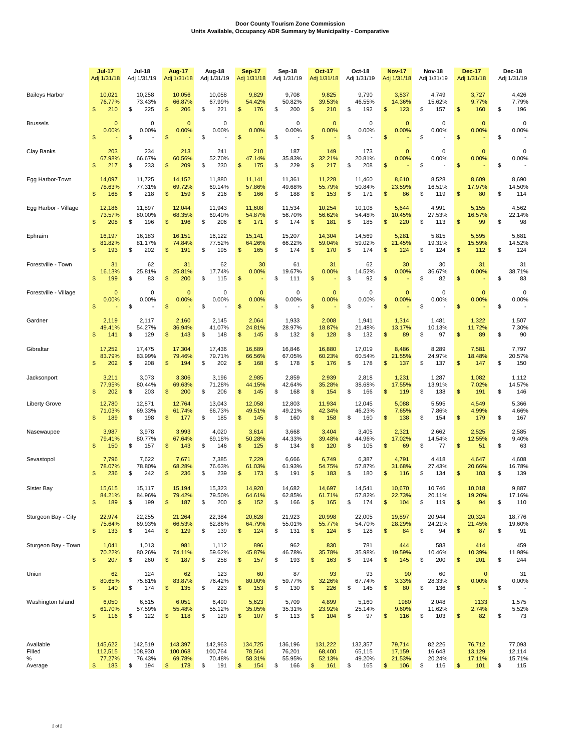**Door County Tourism Zone Commission**
**Units Available, Occupancy ADR Summary by Municipality - Comparative**

| | Jul-17 Adj 1/31/18 | Jul-18 Adj 1/31/19 | Aug-17 Adj 1/31/18 | Aug-18 Adj 1/31/19 | Sep-17 Adj 1/31/18 | Sep-18 Adj 1/31/19 | Oct-17 Adj 1/31/18 | Oct-18 Adj 1/31/19 | Nov-17 Adj 1/31/18 | Nov-18 Adj 1/31/19 | Dec-17 Adj 1/31/18 | Dec-18 Adj 1/31/19 |
|---|---|---|---|---|---|---|---|---|---|---|---|---|
| **Baileys Harbor** | 10,021 | 10,258 | 10,056 | 10,058 | 9,829 | 9,708 | 9,825 | 9,790 | 3,837 | 4,749 | 3,727 | 4,426 |
| | 76.77% | 73.43% | 66.87% | 67.99% | 54.42% | 50.82% | 39.53% | 46.55% | 14.36% | 15.62% | 9.77% | 7.79% |
| | $ 210 | $ 225 | $ 206 | $ 221 | $ 176 | $ 200 | $ 210 | $ 192 | $ 123 | $ 157 | $ 160 | $ 196 |
| **Brussels** | 0 | 0 | 0 | 0 | 0 | 0 | 0 | 0 | 0 | 0 | 0 | 0 |
| | 0.00% | 0.00% | 0.00% | 0.00% | 0.00% | 0.00% | 0.00% | 0.00% | 0.00% | 0.00% | 0.00% | 0.00% |
| | $ - | $ - | $ - | $ - | $ - | $ - | $ - | $ - | $ - | $ - | $ - | $ - |
| **Clay Banks** | 203 | 234 | 213 | 241 | 210 | 187 | 149 | 173 | 0 | 0 | 0 | 0 |
| | 67.98% | 66.67% | 60.56% | 52.70% | 47.14% | 35.83% | 32.21% | 20.81% | 0.00% | 0.00% | 0.00% | 0.00% |
| | $ 217 | $ 233 | $ 209 | $ 230 | $ 175 | $ 229 | $ 217 | $ 208 | $ - | $ - | $ - | $ - |
| **Egg Harbor-Town** | 14,097 | 11,725 | 14,152 | 11,880 | 11,141 | 11,361 | 11,228 | 11,460 | 8,610 | 8,528 | 8,609 | 8,690 |
| | 78.63% | 77.31% | 69.72% | 69.14% | 57.86% | 49.68% | 55.79% | 50.84% | 23.59% | 16.51% | 17.97% | 14.50% |
| | $ 168 | $ 218 | $ 159 | $ 216 | $ 166 | $ 188 | $ 153 | $ 171 | $ 86 | $ 119 | $ 80 | $ 114 |
| **Egg Harbor - Village** | 12,186 | 11,897 | 12,044 | 11,943 | 11,608 | 11,534 | 10,254 | 10,108 | 5,644 | 4,991 | 5,155 | 4,562 |
| | 73.57% | 80.00% | 68.35% | 69.40% | 54.87% | 56.70% | 56.62% | 54.48% | 10.45% | 27.53% | 16.57% | 22.14% |
| | $ 208 | $ 196 | $ 196 | $ 206 | $ 171 | $ 174 | $ 181 | $ 185 | $ 220 | $ 113 | $ 99 | $ 98 |
| **Ephraim** | 16,197 | 16,183 | 16,151 | 16,122 | 15,141 | 15,207 | 14,304 | 14,569 | 5,281 | 5,815 | 5,595 | 5,681 |
| | 81.82% | 81.17% | 74.84% | 77.52% | 64.26% | 66.22% | 59.04% | 59.02% | 21.45% | 19.31% | 15.59% | 14.52% |
| | $ 193 | $ 202 | $ 191 | $ 195 | $ 165 | $ 174 | $ 170 | $ 174 | $ 124 | $ 124 | $ 112 | $ 124 |
| **Forestville - Town** | 31 | 62 | 31 | 62 | 30 | 61 | 31 | 62 | 30 | 30 | 31 | 31 |
| | 16.13% | 25.81% | 25.81% | 17.74% | 0.00% | 19.67% | 0.00% | 14.52% | 0.00% | 36.67% | 0.00% | 38.71% |
| | $ 199 | $ 83 | $ 200 | $ 115 | $ - | $ 111 | $ - | $ 92 | $ - | $ 82 | $ - | $ 83 |
| **Forestville - Village** | 0 | 0 | 0 | 0 | 0 | 0 | 0 | 0 | 0 | 0 | 0 | 0 |
| | 0.00% | 0.00% | 0.00% | 0.00% | 0.00% | 0.00% | 0.00% | 0.00% | 0.00% | 0.00% | 0.00% | 0.00% |
| | $ - | $ - | $ - | $ - | $ - | $ - | $ - | $ - | $ - | $ - | $ - | $ - |
| **Gardner** | 2,119 | 2,117 | 2,160 | 2,145 | 2,064 | 1,933 | 2,008 | 1,941 | 1,314 | 1,481 | 1,322 | 1,507 |
| | 49.41% | 54.27% | 36.94% | 41.07% | 24.81% | 28.97% | 18.87% | 21.48% | 13.17% | 10.13% | 11.72% | 7.30% |
| | $ 141 | $ 129 | $ 143 | $ 148 | $ 145 | $ 132 | $ 128 | $ 132 | $ 89 | $ 97 | $ 89 | $ 90 |
| **Gibraltar** | 17,252 | 17,475 | 17,304 | 17,436 | 16,689 | 16,846 | 16,880 | 17,019 | 8,486 | 8,289 | 7,581 | 7,797 |
| | 83.79% | 83.99% | 79.46% | 79.71% | 66.56% | 67.05% | 60.23% | 60.54% | 21.55% | 24.97% | 18.48% | 20.57% |
| | $ 202 | $ 208 | $ 194 | $ 202 | $ 168 | $ 178 | $ 176 | $ 178 | $ 137 | $ 137 | $ 147 | $ 150 |
| **Jacksonport** | 3,211 | 3,073 | 3,306 | 3,196 | 2,985 | 2,859 | 2,939 | 2,818 | 1,231 | 1,287 | 1,082 | 1,112 |
| | 77.95% | 80.44% | 69.63% | 71.28% | 44.15% | 42.64% | 35.28% | 38.68% | 17.55% | 13.91% | 7.02% | 14.57% |
| | $ 202 | $ 203 | $ 200 | $ 206 | $ 145 | $ 168 | $ 154 | $ 166 | $ 119 | $ 138 | $ 191 | $ 146 |
| **Liberty Grove** | 12,780 | 12,871 | 12,764 | 13,043 | 12,058 | 12,803 | 11,934 | 12,045 | 5,088 | 5,595 | 4,549 | 5,366 |
| | 71.03% | 69.33% | 61.74% | 66.73% | 49.51% | 49.21% | 42.34% | 46.23% | 7.65% | 7.86% | 4.99% | 4.66% |
| | $ 189 | $ 198 | $ 177 | $ 185 | $ 145 | $ 160 | $ 158 | $ 160 | $ 138 | $ 154 | $ 179 | $ 167 |
| **Nasewaupee** | 3,987 | 3,978 | 3,993 | 4,020 | 3,614 | 3,668 | 3,404 | 3,405 | 2,321 | 2,662 | 2,525 | 2,585 |
| | 79.41% | 80.77% | 67.64% | 69.18% | 50.28% | 44.33% | 39.48% | 44.96% | 17.02% | 14.54% | 12.55% | 9.40% |
| | $ 150 | $ 157 | $ 143 | $ 146 | $ 125 | $ 134 | $ 120 | $ 105 | $ 69 | $ 77 | $ 51 | $ 63 |
| **Sevastopol** | 7,796 | 7,622 | 7,671 | 7,385 | 7,229 | 6,666 | 6,749 | 6,387 | 4,791 | 4,418 | 4,647 | 4,608 |
| | 78.07% | 78.80% | 68.28% | 76.63% | 61.03% | 61.93% | 54.75% | 57.87% | 31.68% | 27.43% | 20.66% | 16.78% |
| | $ 236 | $ 242 | $ 236 | $ 239 | $ 173 | $ 191 | $ 183 | $ 180 | $ 116 | $ 134 | $ 103 | $ 139 |
| **Sister Bay** | 15,615 | 15,117 | 15,194 | 15,323 | 14,920 | 14,682 | 14,697 | 14,541 | 10,670 | 10,746 | 10,018 | 9,887 |
| | 84.21% | 84.96% | 79.42% | 79.50% | 64.61% | 62.85% | 61.71% | 57.82% | 22.73% | 20.11% | 19.20% | 17.16% |
| | $ 189 | $ 199 | $ 187 | $ 200 | $ 152 | $ 166 | $ 165 | $ 174 | $ 104 | $ 119 | $ 94 | $ 110 |
| **Sturgeon Bay - City** | 22,974 | 22,255 | 21,264 | 22,384 | 20,628 | 21,923 | 20,998 | 22,005 | 19,897 | 20,944 | 20,324 | 18,776 |
| | 75.64% | 69.93% | 66.53% | 62.86% | 64.79% | 55.01% | 55.77% | 54.70% | 28.29% | 24.21% | 21.45% | 19.60% |
| | $ 133 | $ 144 | $ 129 | $ 139 | $ 124 | $ 131 | $ 124 | $ 128 | $ 84 | $ 94 | $ 87 | $ 91 |
| **Sturgeon Bay - Town** | 1,041 | 1,013 | 981 | 1,112 | 896 | 962 | 830 | 781 | 444 | 583 | 414 | 459 |
| | 70.22% | 80.26% | 74.11% | 59.62% | 45.87% | 46.78% | 35.78% | 35.98% | 19.59% | 10.46% | 10.39% | 11.98% |
| | $ 207 | $ 260 | $ 187 | $ 258 | $ 157 | $ 193 | $ 163 | $ 194 | $ 145 | $ 200 | $ 201 | $ 244 |
| **Union** | 62 | 124 | 62 | 123 | 60 | 87 | 93 | 93 | 90 | 60 | 0 | 31 |
| | 80.65% | 75.81% | 83.87% | 76.42% | 80.00% | 59.77% | 32.26% | 67.74% | 3.33% | 28.33% | 0.00% | 0.00% |
| | $ 140 | $ 174 | $ 135 | $ 223 | $ 153 | $ 130 | $ 226 | $ 145 | $ 80 | $ 136 | $ - | $ - |
| **Washington Island** | 6,050 | 6,515 | 6,051 | 6,490 | 5,623 | 5,709 | 4,899 | 5,160 | 1980 | 2,048 | 1133 | 1,575 |
| | 61.70% | 57.59% | 55.48% | 55.12% | 35.05% | 35.31% | 23.92% | 25.14% | 9.60% | 11.62% | 2.74% | 5.52% |
| | $ 116 | $ 122 | $ 118 | $ 120 | $ 107 | $ 113 | $ 104 | $ 97 | $ 116 | $ 103 | $ 82 | $ 73 |
| **Available** | 145,622 | 142,519 | 143,397 | 142,963 | 134,725 | 136,196 | 131,222 | 132,357 | 79,714 | 82,226 | 76,712 | 77,093 |
| **Filled** | 112,515 | 108,930 | 100,068 | 100,764 | 78,564 | 76,201 | 68,400 | 65,115 | 17,159 | 16,643 | 13,129 | 12,114 |
| **%** | 77.27% | 76.43% | 69.78% | 70.48% | 58.31% | 55.95% | 52.13% | 49.20% | 21.53% | 20.24% | 17.11% | 15.71% |
| **Average** | $ 183 | $ 194 | $ 178 | $ 191 | $ 154 | $ 166 | $ 161 | $ 165 | $ 106 | $ 116 | $ 101 | $ 115 |